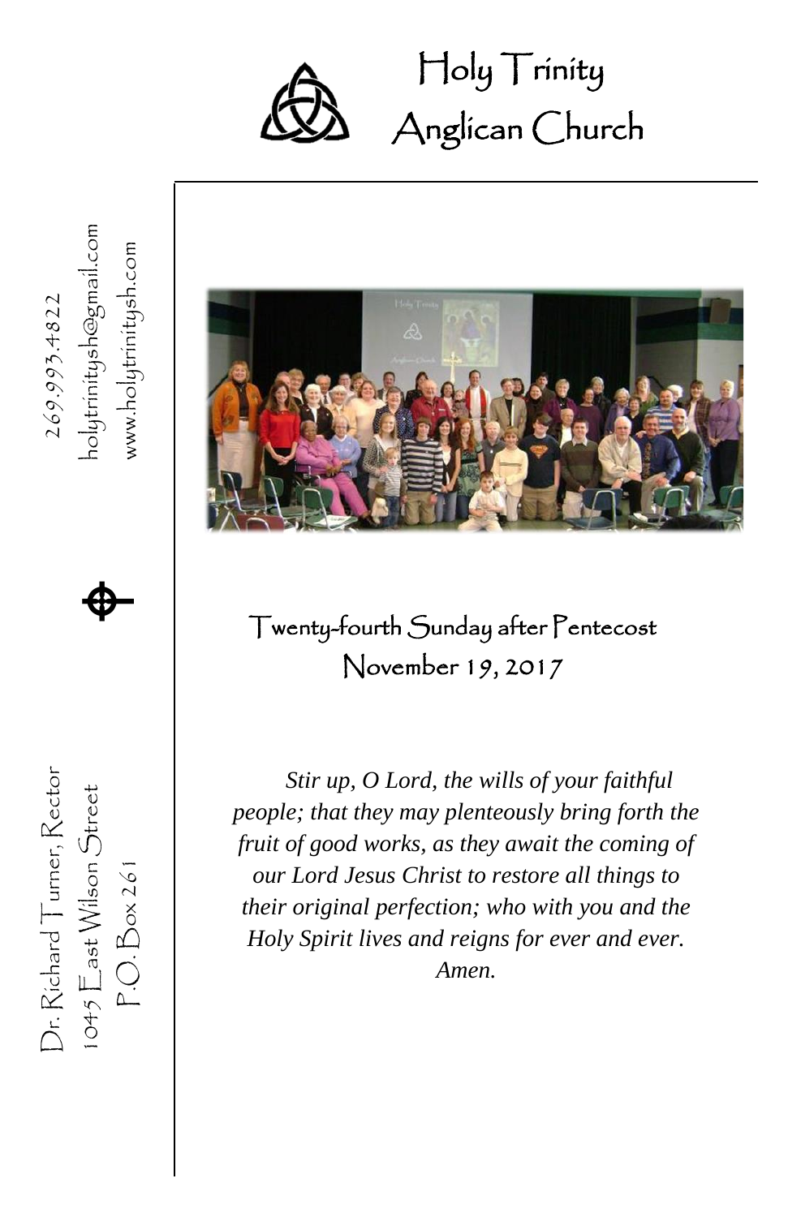# Holy Trinity Anglican Church

269.993.4822

holytrinitysh@gmail.com

www.holytrinitysh.com

Dr. Richard Turner, Rector

1045 East Wilson Street

P.O. Box 261

## Twenty-fourth Sunday after Pentecost

## November 19, 2017

*Stir up, O Lord, the wills of your faithful people; that they may plenteously bring forth the fruit of good works, as they await the coming of our Lord Jesus Christ to restore all things to their original perfection; who with you and the Holy Spirit lives and reigns for ever and ever. Amen.*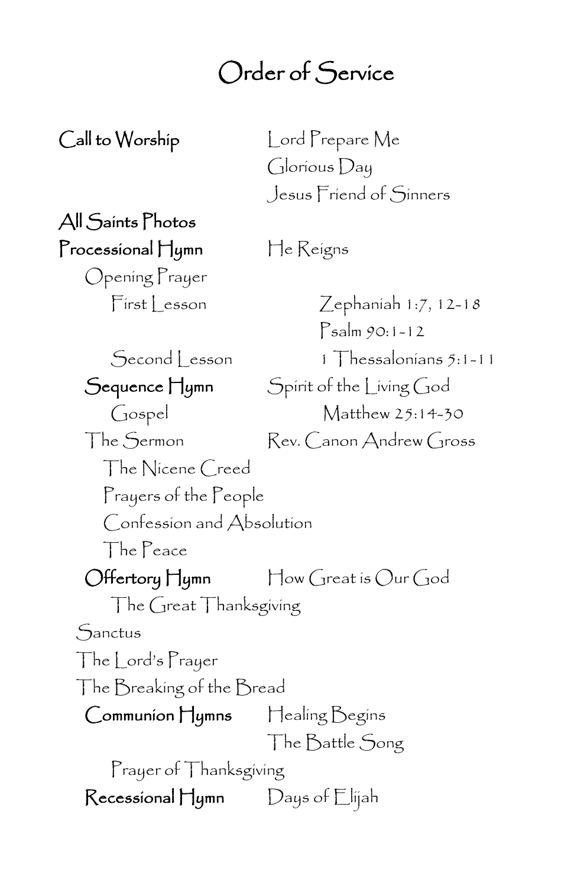# Order of Service

**Call to Worship** — Lord Prepare Me
Glorious Day
Jesus Friend of Sinners

**All Saints Photos**

**Processional Hymn** — He Reigns

Opening Prayer

First Lesson — Zephaniah 1:7, 12-18

Psalm 90:1-12

Second Lesson — 1 Thessalonians 5:1-11

**Sequence Hymn** — Spirit of the Living God

Gospel — Matthew 25:14-30

The Sermon — Rev. Canon Andrew Gross

The Nicene Creed

Prayers of the People

Confession and Absolution

The Peace

**Offertory Hymn** — How Great is Our God

The Great Thanksgiving

Sanctus

The Lord's Prayer

The Breaking of the Bread

**Communion Hymns** — Healing Begins
The Battle Song

Prayer of Thanksgiving

**Recessional Hymn** — Days of Elijah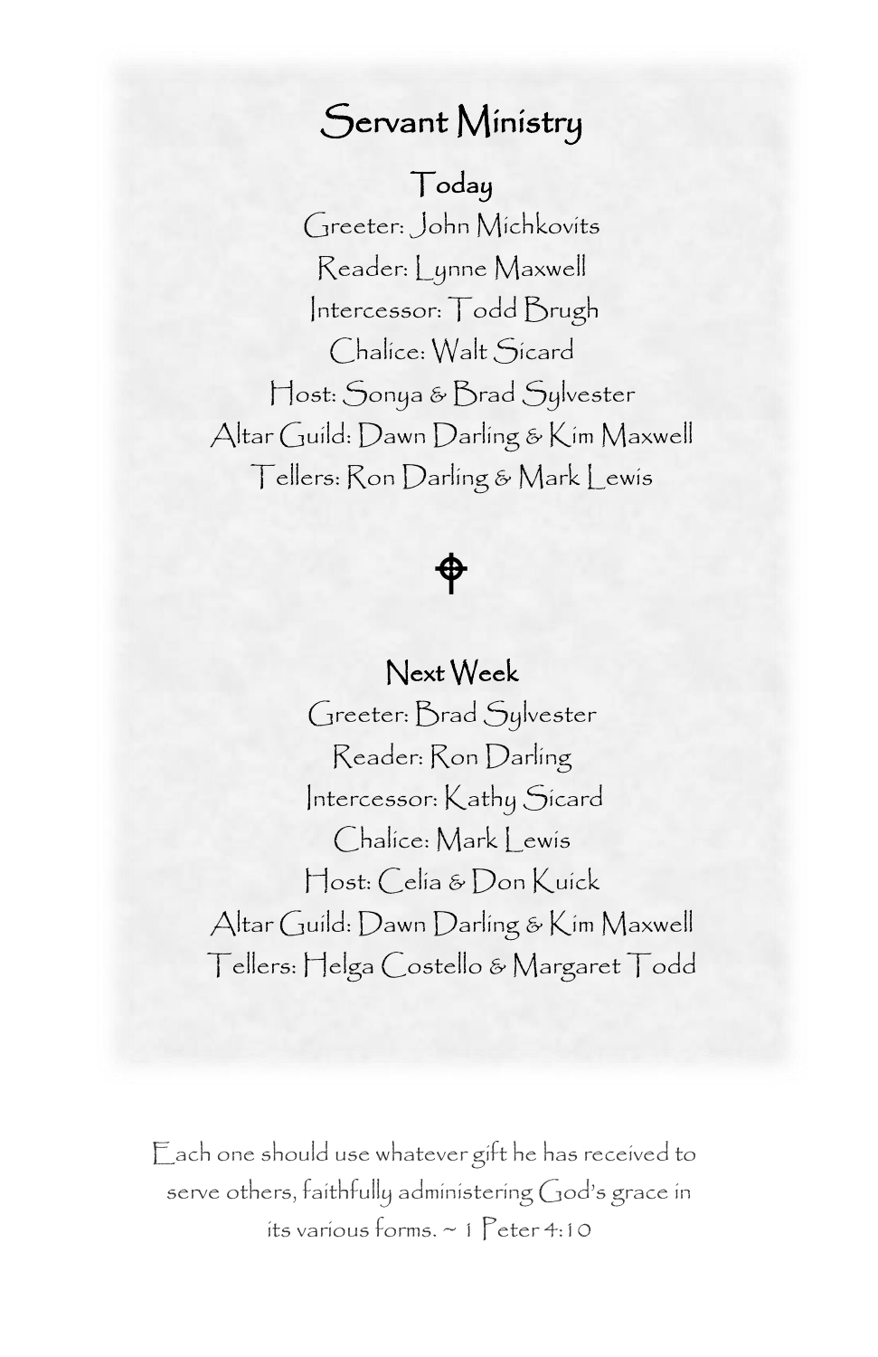# Servant Ministry

## Today

Greeter: John Michkovits

Reader: Lynne Maxwell

Intercessor: Todd Brugh

Chalice: Walt Sicard

Host: Sonya & Brad Sylvester

Altar Guild: Dawn Darling & Kim Maxwell

Tellers: Ron Darling & Mark Lewis

## Next Week

Greeter: Brad Sylvester

Reader: Ron Darling

Intercessor: Kathy Sicard

Chalice: Mark Lewis

Host: Celia & Don Kuick

Altar Guild: Dawn Darling & Kim Maxwell

Tellers: Helga Costello & Margaret Todd

Each one should use whatever gift he has received to serve others, faithfully administering God's grace in its various forms. ~ 1 Peter 4:10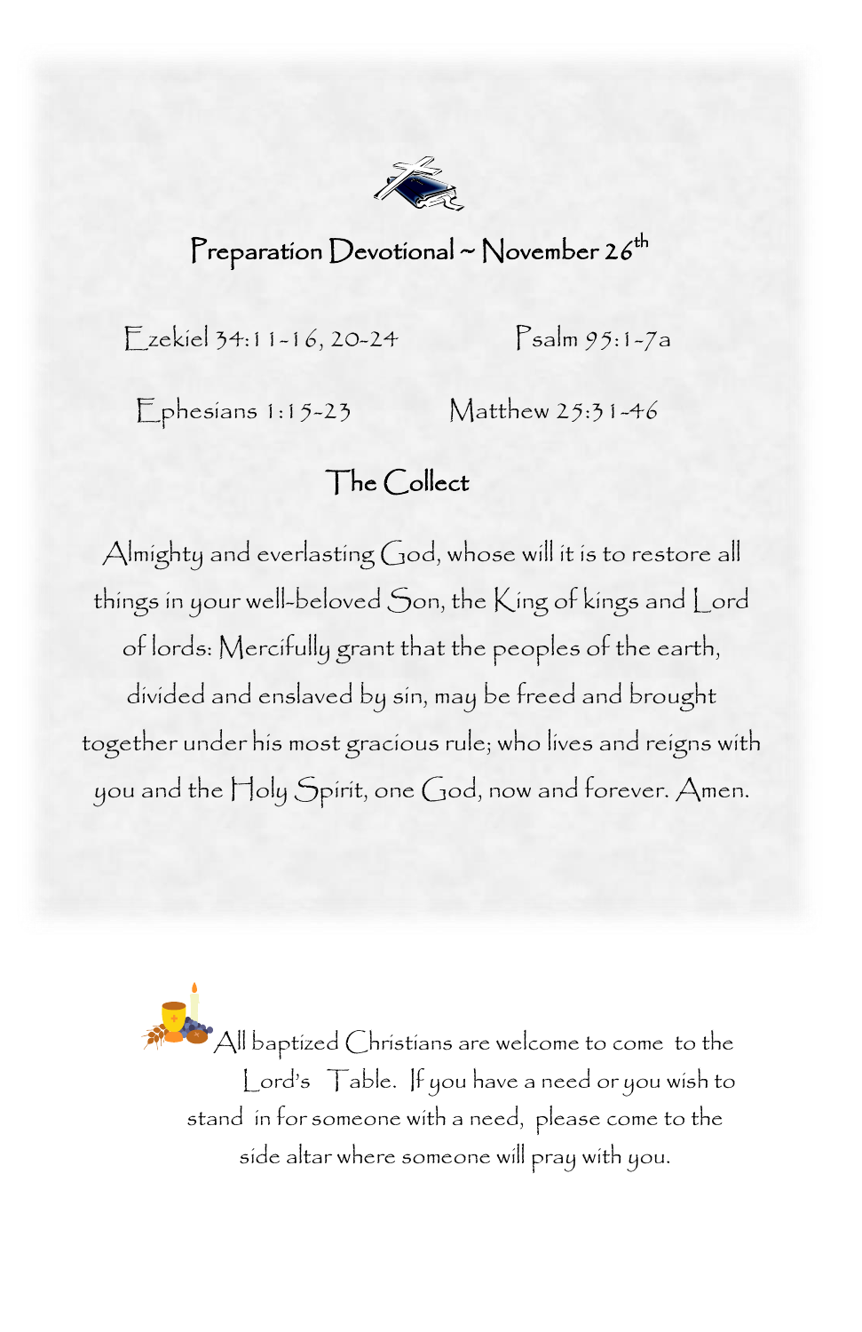## Preparation Devotional ~ November 26th

Ezekiel 34:11-16, 20-24 Psalm 95:1-7a

Ephesians 1:15-23 Matthew 25:31-46

### The Collect

Almighty and everlasting God, whose will it is to restore all things in your well-beloved Son, the King of kings and Lord of lords: Mercifully grant that the peoples of the earth, divided and enslaved by sin, may be freed and brought together under his most gracious rule; who lives and reigns with you and the Holy Spirit, one God, now and forever. Amen.

All baptized Christians are welcome to come to the Lord's Table. If you have a need or you wish to stand in for someone with a need, please come to the side altar where someone will pray with you.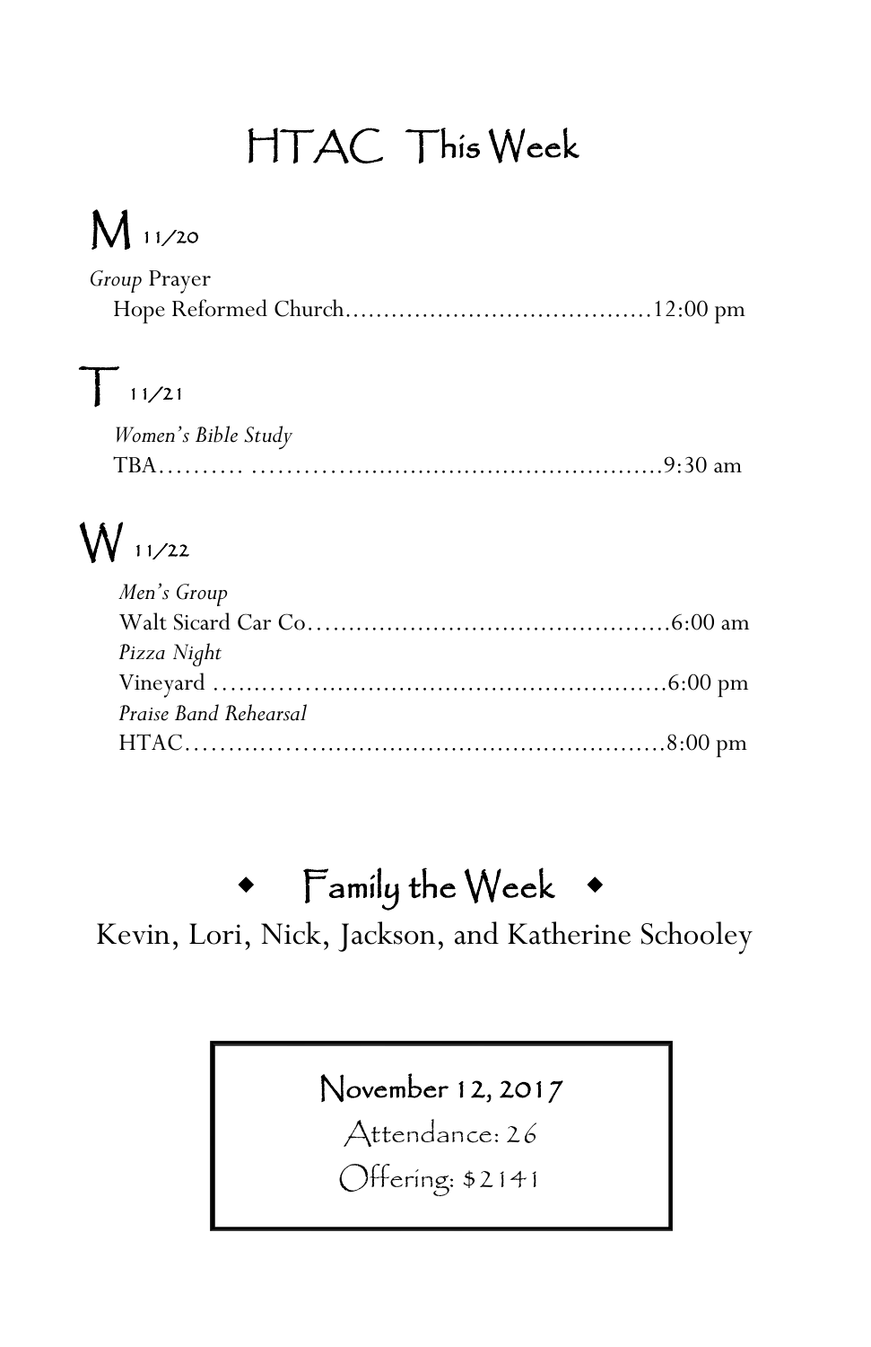# HTAC This Week

## M 11/20

*Group* Prayer
Hope Reformed Church……………………………….....12:00 pm

## T 11/21

*Women's Bible Study*
TBA………. ……………………………………………9:30 am

## W 11/22

*Men's Group*
Walt Sicard Car Co………………………………………6:00 am

*Pizza Night*
Vineyard ………………………………………………..6:00 pm

*Praise Band Rehearsal*
HTAC…………………………………………………..8:00 pm

## ◆ Family the Week ◆

Kevin, Lori, Nick, Jackson, and Katherine Schooley

**November 12, 2017**

Attendance: 26

Offering: $2141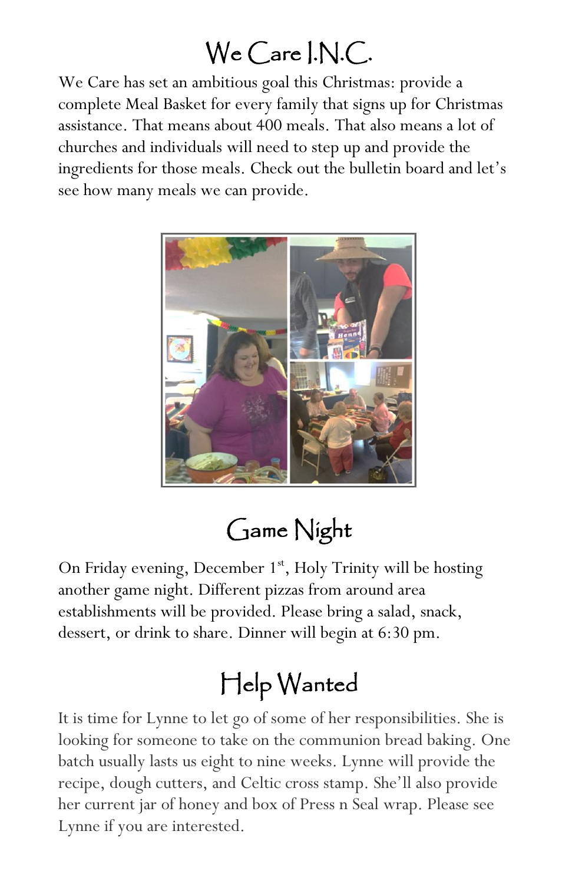# We Care I.N.C.

We Care has set an ambitious goal this Christmas: provide a complete Meal Basket for every family that signs up for Christmas assistance. That means about 400 meals. That also means a lot of churches and individuals will need to step up and provide the ingredients for those meals. Check out the bulletin board and let's see how many meals we can provide.

# Game Night

On Friday evening, December 1st, Holy Trinity will be hosting another game night. Different pizzas from around area establishments will be provided. Please bring a salad, snack, dessert, or drink to share. Dinner will begin at 6:30 pm.

# Help Wanted

It is time for Lynne to let go of some of her responsibilities. She is looking for someone to take on the communion bread baking. One batch usually lasts us eight to nine weeks. Lynne will provide the recipe, dough cutters, and Celtic cross stamp. She'll also provide her current jar of honey and box of Press n Seal wrap. Please see Lynne if you are interested.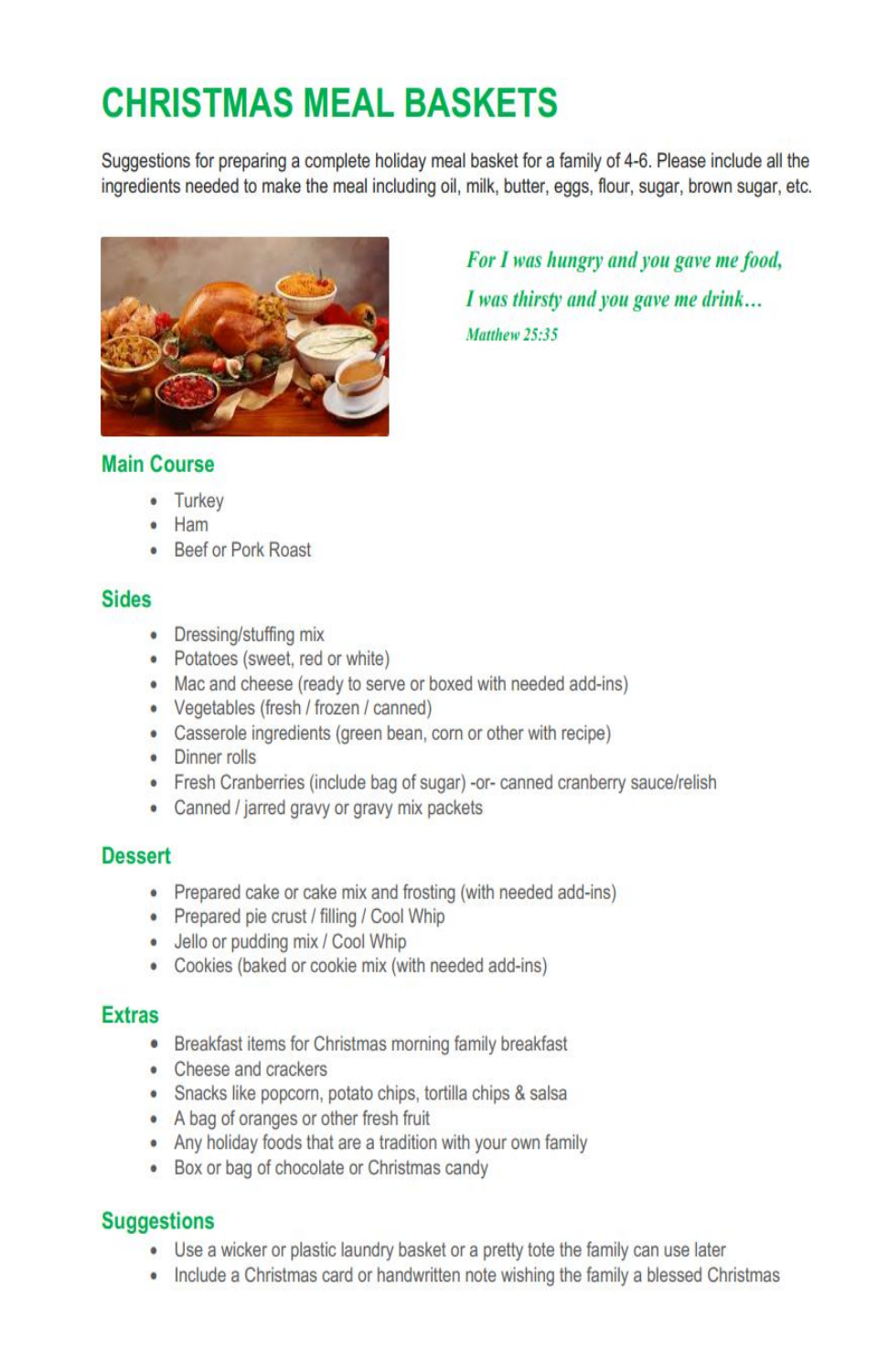# CHRISTMAS MEAL BASKETS

Suggestions for preparing a complete holiday meal basket for a family of 4-6. Please include all the ingredients needed to make the meal including oil, milk, butter, eggs, flour, sugar, brown sugar, etc.

*For I was hungry and you gave me food,*
*I was thirsty and you gave me drink…*
*Matthew 25:35*

## Main Course

- Turkey
- Ham
- Beef or Pork Roast

## Sides

- Dressing/stuffing mix
- Potatoes (sweet, red or white)
- Mac and cheese (ready to serve or boxed with needed add-ins)
- Vegetables (fresh / frozen / canned)
- Casserole ingredients (green bean, corn or other with recipe)
- Dinner rolls
- Fresh Cranberries (include bag of sugar) -or- canned cranberry sauce/relish
- Canned / jarred gravy or gravy mix packets

## Dessert

- Prepared cake or cake mix and frosting (with needed add-ins)
- Prepared pie crust / filling / Cool Whip
- Jello or pudding mix / Cool Whip
- Cookies (baked or cookie mix (with needed add-ins)

## Extras

- Breakfast items for Christmas morning family breakfast
- Cheese and crackers
- Snacks like popcorn, potato chips, tortilla chips & salsa
- A bag of oranges or other fresh fruit
- Any holiday foods that are a tradition with your own family
- Box or bag of chocolate or Christmas candy

## Suggestions

- Use a wicker or plastic laundry basket or a pretty tote the family can use later
- Include a Christmas card or handwritten note wishing the family a blessed Christmas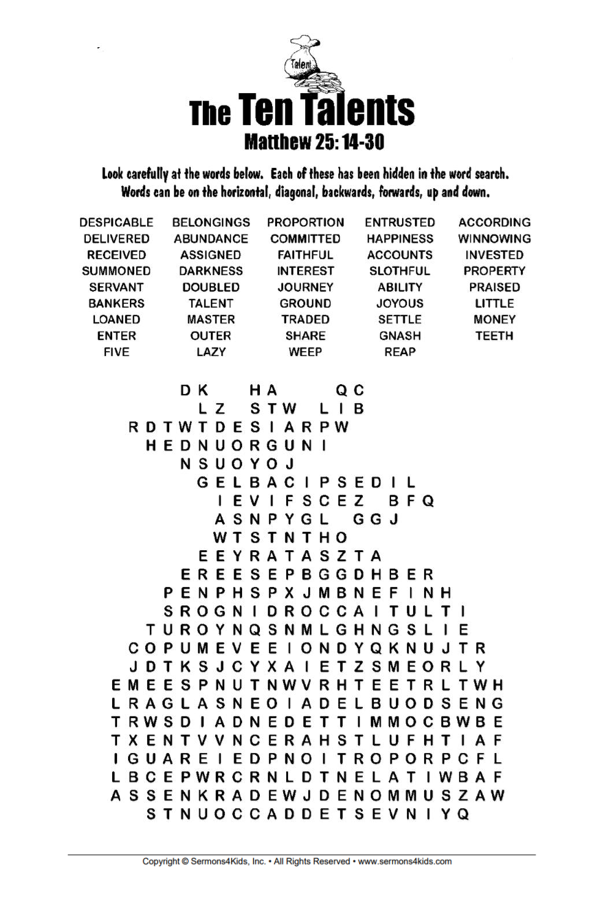# The Ten Talents

## Matthew 25: 14-30

**Look carefully at the words below. Each of these has been hidden in the word search. Words can be on the horizontal, diagonal, backwards, forwards, up and down.**

| | | | | |
|---|---|---|---|---|
| DESPICABLE | BELONGINGS | PROPORTION | ENTRUSTED | ACCORDING |
| DELIVERED | ABUNDANCE | COMMITTED | HAPPINESS | WINNOWING |
| RECEIVED | ASSIGNED | FAITHFUL | ACCOUNTS | INVESTED |
| SUMMONED | DARKNESS | INTEREST | SLOTHFUL | PROPERTY |
| SERVANT | DOUBLED | JOURNEY | ABILITY | PRAISED |
| BANKERS | TALENT | GROUND | JOYOUS | LITTLE |
| LOANED | MASTER | TRADED | SETTLE | MONEY |
| ENTER | OUTER | SHARE | GNASH | TEETH |
| FIVE | LAZY | WEEP | REAP | |

```
      D K     H A       Q C
        L Z   S T W   L I B
R D T W T D E S I A R P W
  H E D N U O R G U N I
      N S U O Y O J
        G E L B A C I P S E D I L
          I E V I F S C E Z   B F Q
          A S N P Y G L   G G J
          W T S T N T H O
        E E Y R A T A S Z T A
      E R E E S E P B G G D H B E R
    P E N P H S P X J M B N E F I N H
    S R O G N I D R O C C A I T U L T I
  T U R O Y N Q S N M L G H N G S L I E
C O P U M E V E E I O N D Y Q K N U J T R
J D T K S J C Y X A I E T Z S M E O R L Y
E M E E S P N U T N W V R H T E E T R L T W H
L R A G L A S N E O I A D E L B U O D S E N G
T R W S D I A D N E D E T T I M M O C B W B E
T X E N T V V N C E R A H S T L U F H T I A F
I G U A R E I E D P N O I T R O P O R P C F L
L B C E P W R C R N L D T N E L A T I W B A F
A S S E N K R A D E W J D E N O M M U S Z A W
  S T N U O C C A D D E T S E V N I Y Q
```

Copyright © Sermons4Kids, Inc. • All Rights Reserved • www.sermons4kids.com